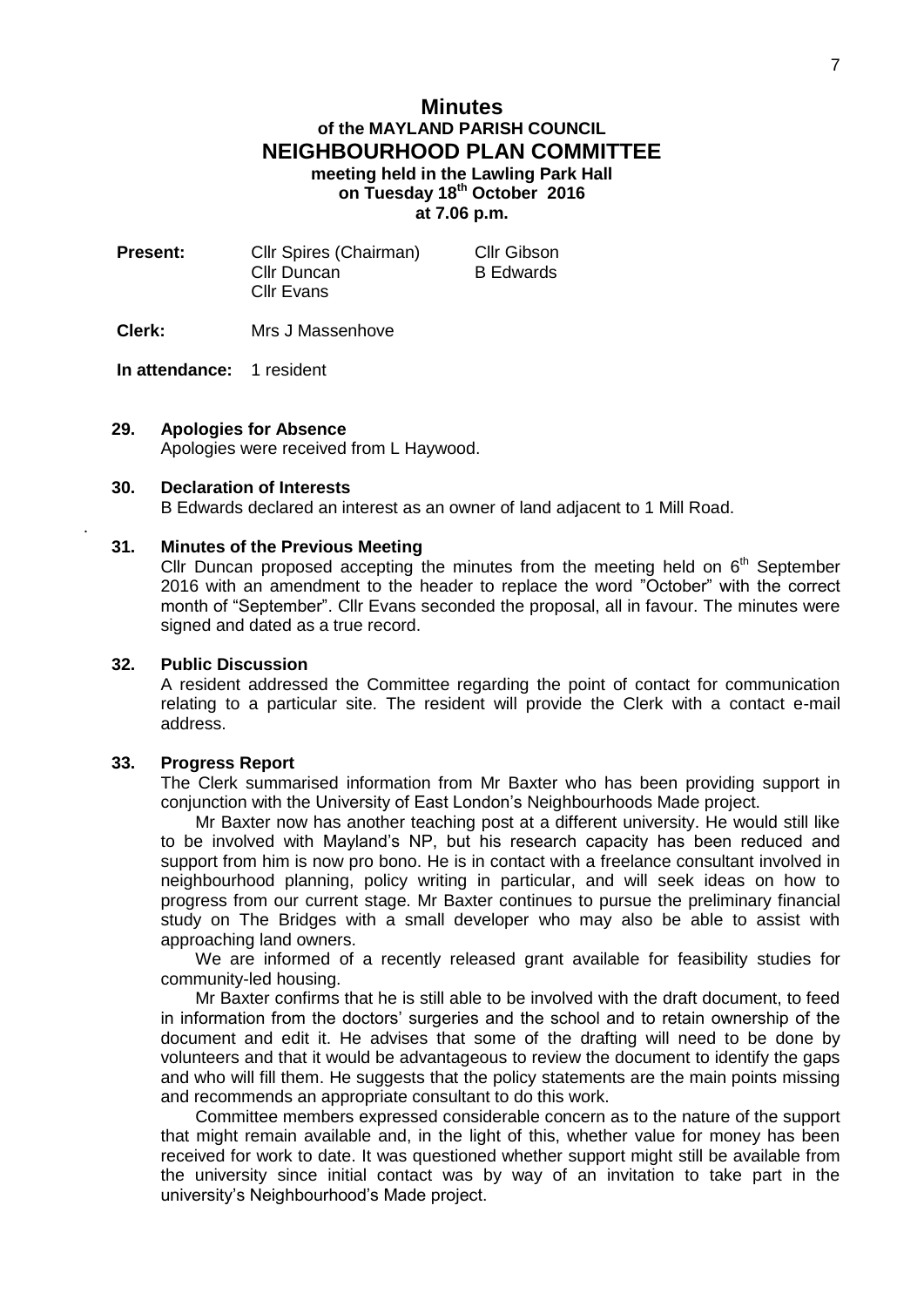# Minutes
## of the MAYLAND PARISH COUNCIL
## NEIGHBOURHOOD PLAN COMMITTEE
### meeting held in the Lawling Park Hall on Tuesday 18th October 2016 at 7.06 p.m.

| | | |
|---|---|---|
| **Present:** | Cllr Spires (Chairman) | Cllr Gibson |
| | Cllr Duncan | B Edwards |
| | Cllr Evans | |

**Clerk:** Mrs J Massenhove

**In attendance:** 1 resident

**29. Apologies for Absence**

Apologies were received from L Haywood.

**30. Declaration of Interests**

B Edwards declared an interest as an owner of land adjacent to 1 Mill Road.

**31. Minutes of the Previous Meeting**

Cllr Duncan proposed accepting the minutes from the meeting held on 6th September 2016 with an amendment to the header to replace the word "October" with the correct month of "September". Cllr Evans seconded the proposal, all in favour. The minutes were signed and dated as a true record.

**32. Public Discussion**

A resident addressed the Committee regarding the point of contact for communication relating to a particular site. The resident will provide the Clerk with a contact e-mail address.

**33. Progress Report**

The Clerk summarised information from Mr Baxter who has been providing support in conjunction with the University of East London's Neighbourhoods Made project.

Mr Baxter now has another teaching post at a different university. He would still like to be involved with Mayland's NP, but his research capacity has been reduced and support from him is now pro bono. He is in contact with a freelance consultant involved in neighbourhood planning, policy writing in particular, and will seek ideas on how to progress from our current stage. Mr Baxter continues to pursue the preliminary financial study on The Bridges with a small developer who may also be able to assist with approaching land owners.

We are informed of a recently released grant available for feasibility studies for community-led housing.

Mr Baxter confirms that he is still able to be involved with the draft document, to feed in information from the doctors' surgeries and the school and to retain ownership of the document and edit it. He advises that some of the drafting will need to be done by volunteers and that it would be advantageous to review the document to identify the gaps and who will fill them. He suggests that the policy statements are the main points missing and recommends an appropriate consultant to do this work.

Committee members expressed considerable concern as to the nature of the support that might remain available and, in the light of this, whether value for money has been received for work to date. It was questioned whether support might still be available from the university since initial contact was by way of an invitation to take part in the university's Neighbourhood's Made project.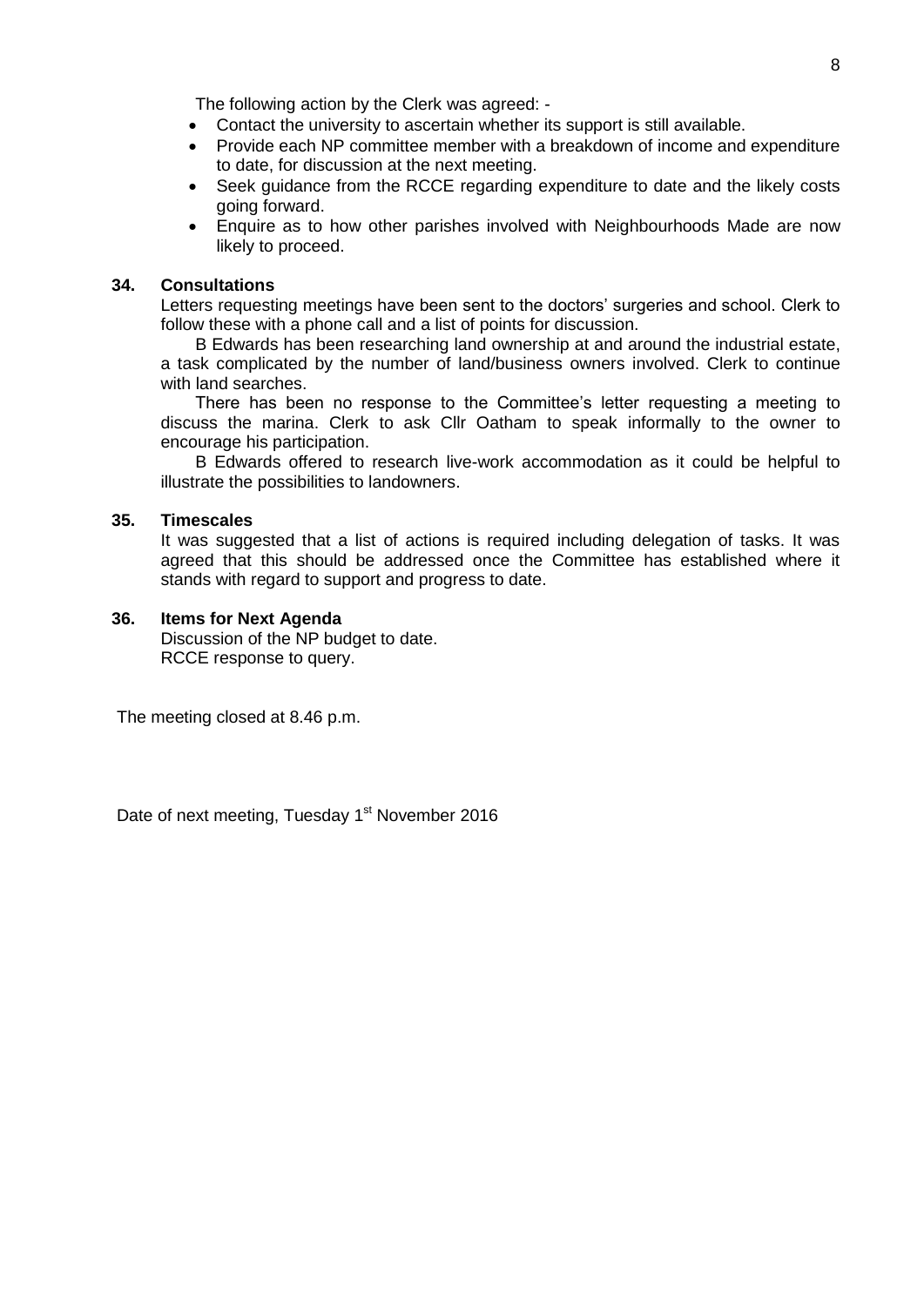The following action by the Clerk was agreed: -

- Contact the university to ascertain whether its support is still available.
- Provide each NP committee member with a breakdown of income and expenditure to date, for discussion at the next meeting.
- Seek guidance from the RCCE regarding expenditure to date and the likely costs going forward.
- Enquire as to how other parishes involved with Neighbourhoods Made are now likely to proceed.

**34. Consultations**

Letters requesting meetings have been sent to the doctors' surgeries and school. Clerk to follow these with a phone call and a list of points for discussion.

B Edwards has been researching land ownership at and around the industrial estate, a task complicated by the number of land/business owners involved. Clerk to continue with land searches.

There has been no response to the Committee's letter requesting a meeting to discuss the marina. Clerk to ask Cllr Oatham to speak informally to the owner to encourage his participation.

B Edwards offered to research live-work accommodation as it could be helpful to illustrate the possibilities to landowners.

**35. Timescales**

It was suggested that a list of actions is required including delegation of tasks. It was agreed that this should be addressed once the Committee has established where it stands with regard to support and progress to date.

**36. Items for Next Agenda**

Discussion of the NP budget to date.
RCCE response to query.

The meeting closed at 8.46 p.m.

Date of next meeting, Tuesday 1st November 2016